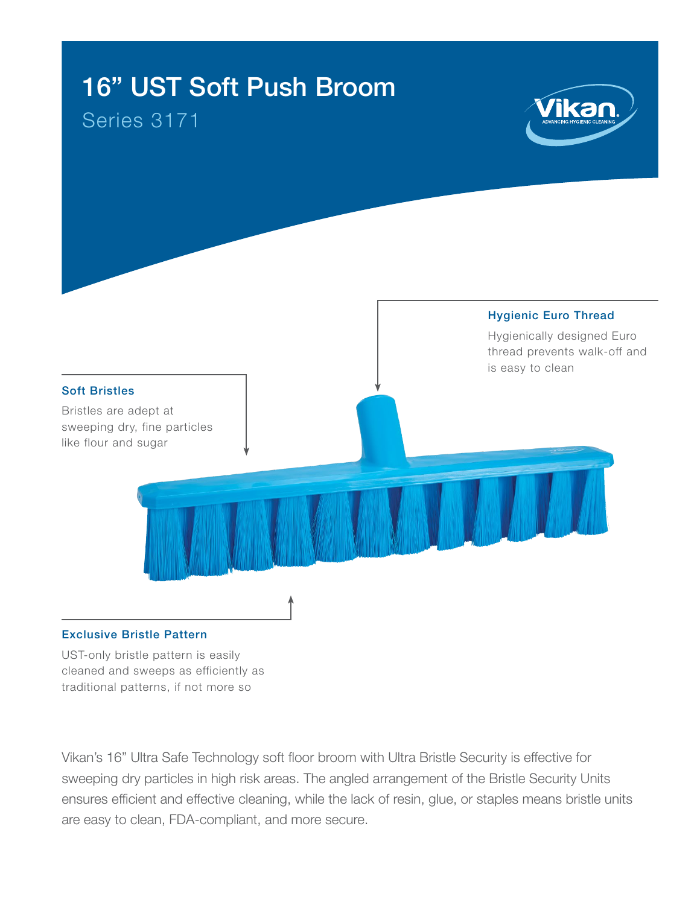# 16” UST Soft Push Broom

## Series 3171

### Hygienic Euro Thread

Hygienically designed Euro thread prevents walk-off and is easy to clean

### Soft Bristles

Bristles are adept at sweeping dry, fine particles like flour and sugar

### Exclusive Bristle Pattern

UST-only bristle pattern is easily cleaned and sweeps as efficiently as traditional patterns, if not more so

Vikan’s 16” Ultra Safe Technology soft floor broom with Ultra Bristle Security is effective for sweeping dry particles in high risk areas. The angled arrangement of the Bristle Security Units ensures efficient and effective cleaning, while the lack of resin, glue, or staples means bristle units are easy to clean, FDA-compliant, and more secure.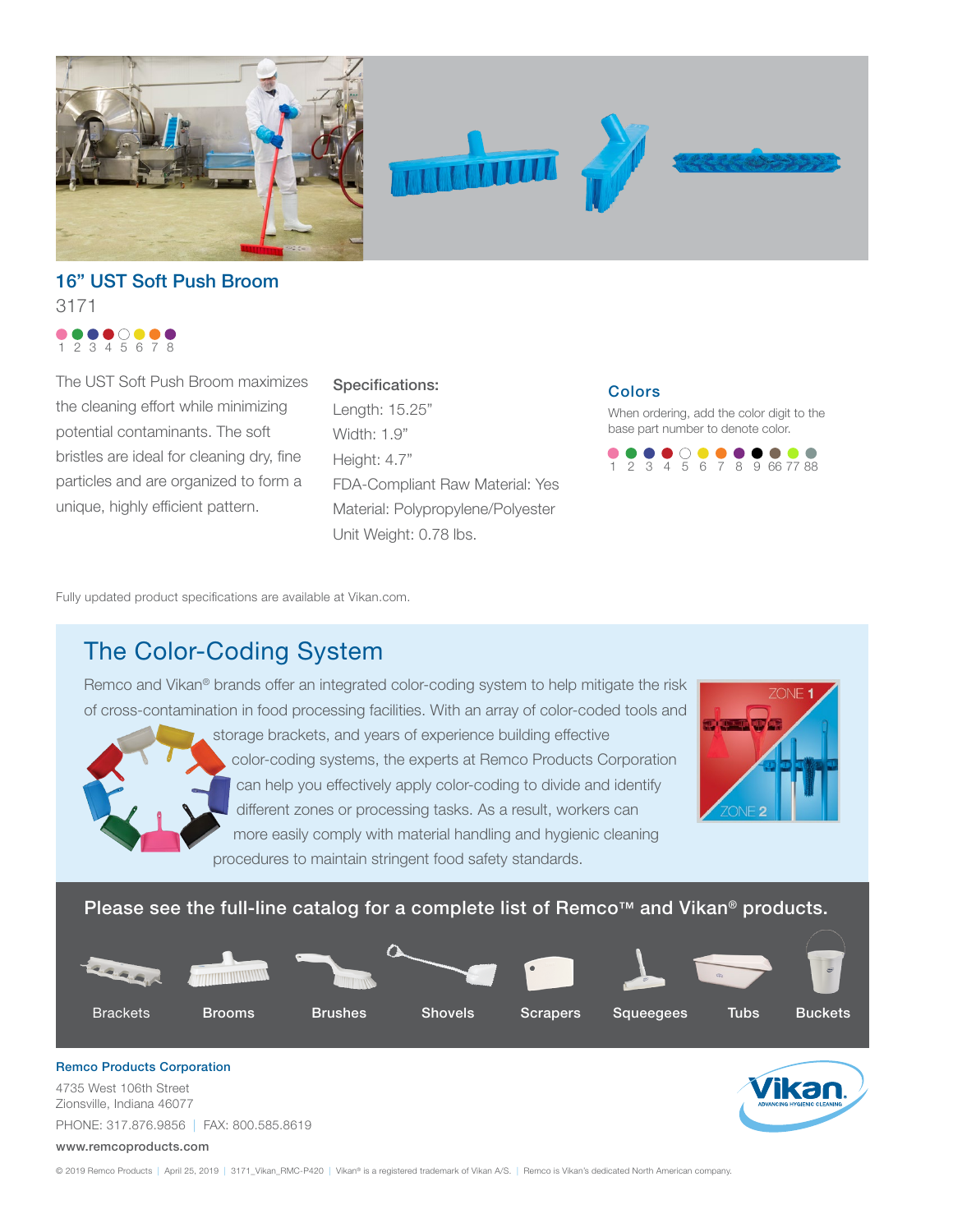## 16" UST Soft Push Broom

3171

1 2 3 4 5 6 7 8

The UST Soft Push Broom maximizes the cleaning effort while minimizing potential contaminants. The soft bristles are ideal for cleaning dry, fine particles and are organized to form a unique, highly efficient pattern.

**Specifications:**

Length: 15.25"
Width: 1.9"
Height: 4.7"
FDA-Compliant Raw Material: Yes
Material: Polypropylene/Polyester
Unit Weight: 0.78 lbs.

### Colors

When ordering, add the color digit to the base part number to denote color.

1 2 3 4 5 6 7 8 9 66 77 88

Fully updated product specifications are available at Vikan.com.

## The Color-Coding System

Remco and Vikan® brands offer an integrated color-coding system to help mitigate the risk of cross-contamination in food processing facilities. With an array of color-coded tools and storage brackets, and years of experience building effective color-coding systems, the experts at Remco Products Corporation can help you effectively apply color-coding to divide and identify different zones or processing tasks. As a result, workers can more easily comply with material handling and hygienic cleaning procedures to maintain stringent food safety standards.

ZONE 1

ZONE 2

**Please see the full-line catalog for a complete list of Remco™ and Vikan® products.**

Brackets | Brooms | Brushes | Shovels | Scrapers | Squeegees | Tubs | Buckets

**Remco Products Corporation**
4735 West 106th Street
Zionsville, Indiana 46077
PHONE: 317.876.9856 | FAX: 800.585.8619
**www.remcoproducts.com**

Vikan. ADVANCING HYGIENIC CLEANING

© 2019 Remco Products | April 25, 2019 | 3171_Vikan_RMC-P420 | Vikan® is a registered trademark of Vikan A/S. | Remco is Vikan's dedicated North American company.